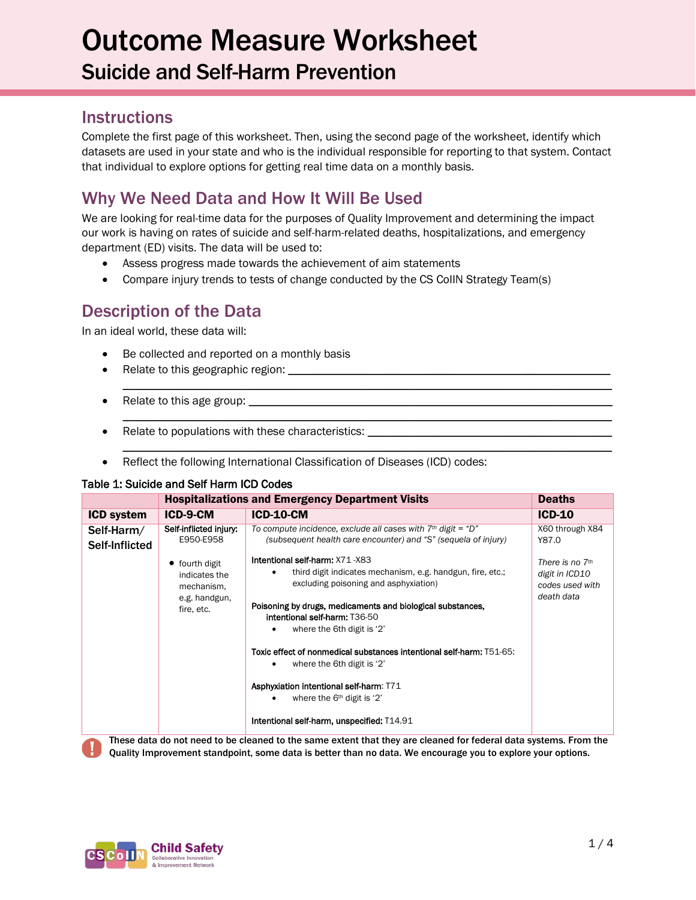# Outcome Measure Worksheet

## Suicide and Self-Harm Prevention

### Instructions

Complete the first page of this worksheet. Then, using the second page of the worksheet, identify which datasets are used in your state and who is the individual responsible for reporting to that system. Contact that individual to explore options for getting real time data on a monthly basis.

### Why We Need Data and How It Will Be Used

We are looking for real-time data for the purposes of Quality Improvement and determining the impact our work is having on rates of suicide and self-harm-related deaths, hospitalizations, and emergency department (ED) visits. The data will be used to:

- Assess progress made towards the achievement of aim statements
- Compare injury trends to tests of change conducted by the CS CoIIN Strategy Team(s)

### Description of the Data

In an ideal world, these data will:

- Be collected and reported on a monthly basis
- Relate to this geographic region: ____________________________________________
  ____________________________________________
- Relate to this age group: ____________________________________________
  ____________________________________________
- Relate to populations with these characteristics: ____________________________________________
  ____________________________________________
- Reflect the following International Classification of Diseases (ICD) codes:

**Table 1: Suicide and Self Harm ICD Codes**

| | **Hospitalizations and Emergency Department Visits** | | **Deaths** |
|---|---|---|---|
| **ICD system** | **ICD-9-CM** | **ICD-10-CM** | **ICD-10** |
| **Self-Harm/ Self-Inflicted** | Self-inflicted injury: E950-E958<br><br>• fourth digit indicates the mechanism, e.g. handgun, fire, etc. | *To compute incidence, exclude all cases with 7th digit = "D" (subsequent health care encounter) and "S" (sequela of injury)*<br><br>Intentional self-harm: X71 -X83<br>• third digit indicates mechanism, e.g. handgun, fire, etc.; excluding poisoning and asphyxiation)<br><br>Poisoning by drugs, medicaments and biological substances, intentional self-harm: T36-50<br>• where the 6th digit is '2'<br><br>Toxic effect of nonmedical substances intentional self-harm: T51-65:<br>• where the 6th digit is '2'<br><br>Asphyxiation intentional self-harm: T71<br>• where the 6th digit is '2'<br><br>Intentional self-harm, unspecified: T14.91 | X60 through X84<br>Y87.0<br><br>*There is no 7th digit in ICD10 codes used with death data* |

**These data do not need to be cleaned to the same extent that they are cleaned for federal data systems. From the Quality Improvement standpoint, some data is better than no data. We encourage you to explore your options.**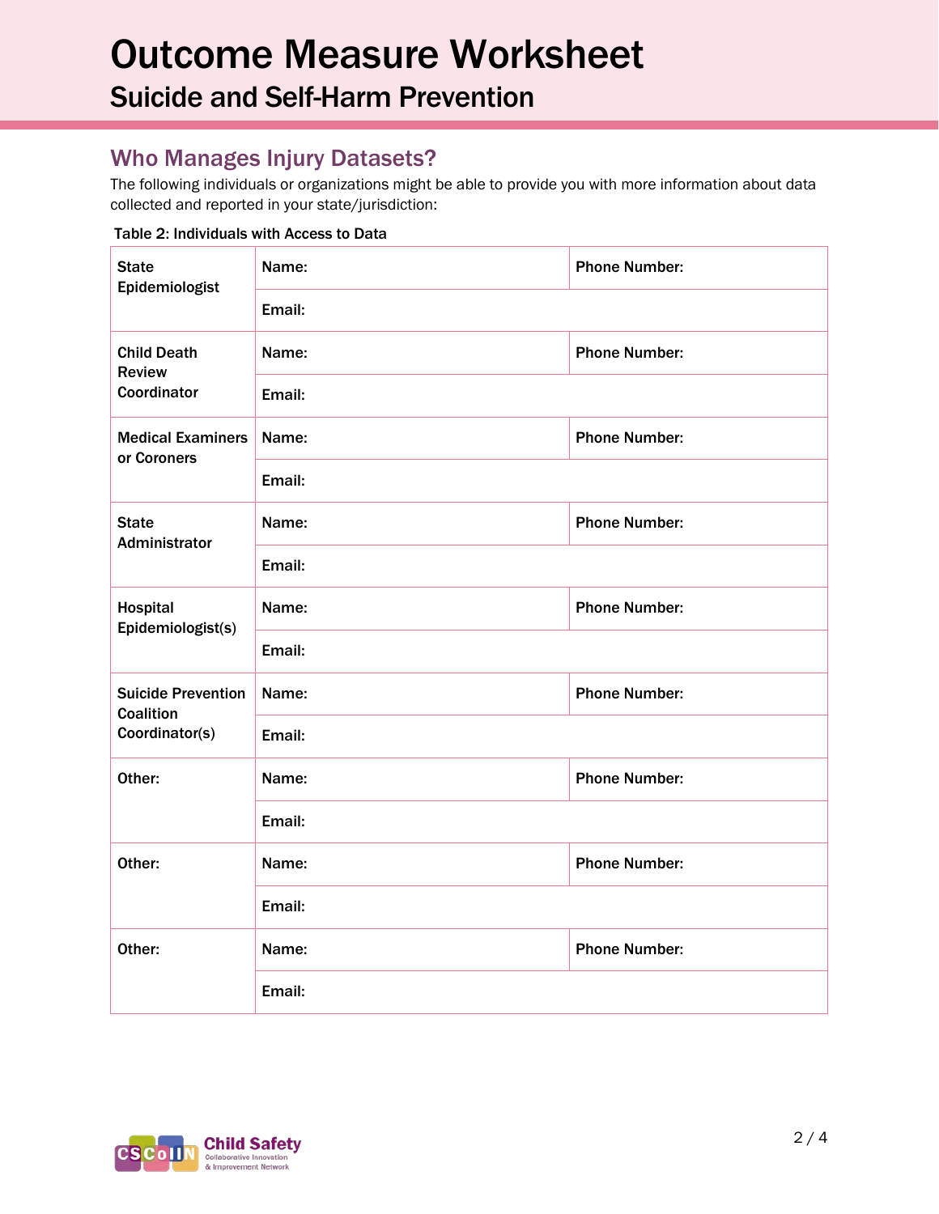# Outcome Measure Worksheet

## Suicide and Self-Harm Prevention

### Who Manages Injury Datasets?

The following individuals or organizations might be able to provide you with more information about data collected and reported in your state/jurisdiction:

**Table 2: Individuals with Access to Data**

| | | |
|---|---|---|
| **State Epidemiologist** | **Name:** | **Phone Number:** |
| | **Email:** | |
| **Child Death Review Coordinator** | **Name:** | **Phone Number:** |
| | **Email:** | |
| **Medical Examiners or Coroners** | **Name:** | **Phone Number:** |
| | **Email:** | |
| **State Administrator** | **Name:** | **Phone Number:** |
| | **Email:** | |
| **Hospital Epidemiologist(s)** | **Name:** | **Phone Number:** |
| | **Email:** | |
| **Suicide Prevention Coalition Coordinator(s)** | **Name:** | **Phone Number:** |
| | **Email:** | |
| **Other:** | **Name:** | **Phone Number:** |
| | **Email:** | |
| **Other:** | **Name:** | **Phone Number:** |
| | **Email:** | |
| **Other:** | **Name:** | **Phone Number:** |
| | **Email:** | |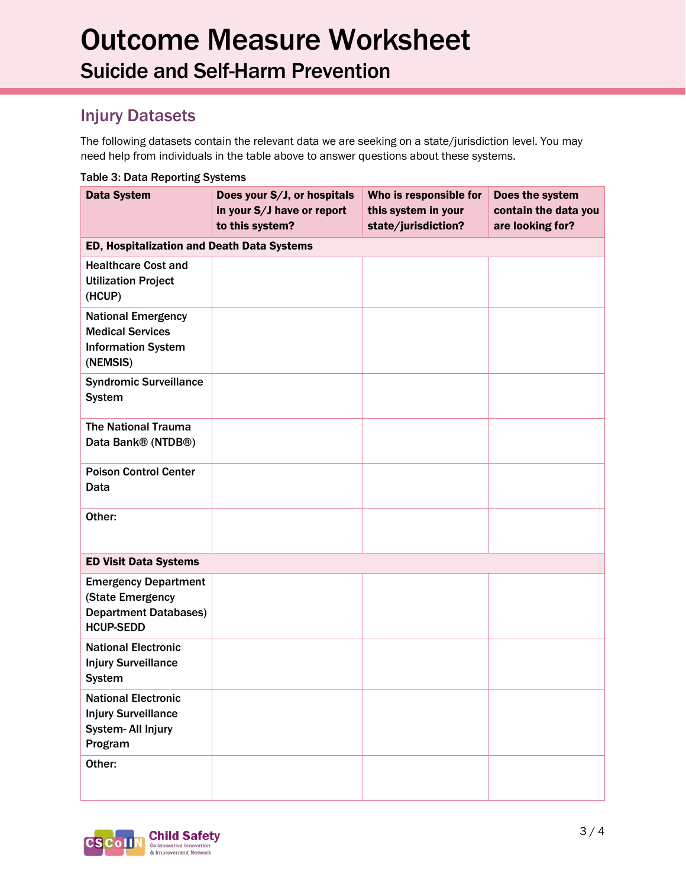# Outcome Measure Worksheet

## Suicide and Self-Harm Prevention

### Injury Datasets

The following datasets contain the relevant data we are seeking on a state/jurisdiction level. You may need help from individuals in the table above to answer questions about these systems.

Table 3: Data Reporting Systems

| Data System | Does your S/J, or hospitals in your S/J have or report to this system? | Who is responsible for this system in your state/jurisdiction? | Does the system contain the data you are looking for? |
|---|---|---|---|
| **ED, Hospitalization and Death Data Systems** | | | |
| Healthcare Cost and Utilization Project (HCUP) | | | |
| National Emergency Medical Services Information System (NEMSIS) | | | |
| Syndromic Surveillance System | | | |
| The National Trauma Data Bank® (NTDB®) | | | |
| Poison Control Center Data | | | |
| Other: | | | |
| **ED Visit Data Systems** | | | |
| Emergency Department (State Emergency Department Databases) HCUP-SEDD | | | |
| National Electronic Injury Surveillance System | | | |
| National Electronic Injury Surveillance System- All Injury Program | | | |
| Other: | | | |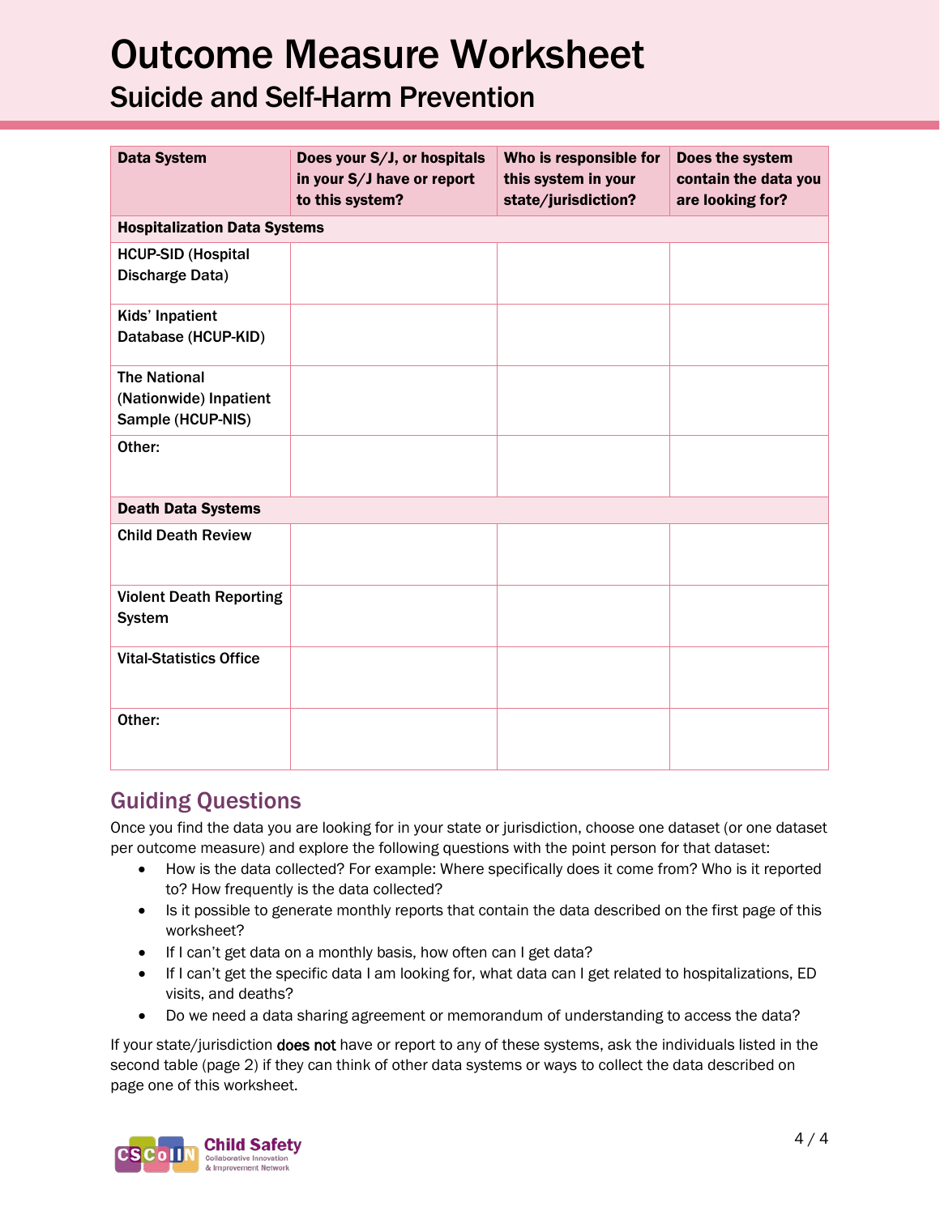# Outcome Measure Worksheet

## Suicide and Self-Harm Prevention

| Data System | Does your S/J, or hospitals in your S/J have or report to this system? | Who is responsible for this system in your state/jurisdiction? | Does the system contain the data you are looking for? |
|---|---|---|---|
| **Hospitalization Data Systems** | | | |
| HCUP-SID (Hospital Discharge Data) | | | |
| Kids' Inpatient Database (HCUP-KID) | | | |
| The National (Nationwide) Inpatient Sample (HCUP-NIS) | | | |
| Other: | | | |
| **Death Data Systems** | | | |
| Child Death Review | | | |
| Violent Death Reporting System | | | |
| Vital-Statistics Office | | | |
| Other: | | | |

## Guiding Questions

Once you find the data you are looking for in your state or jurisdiction, choose one dataset (or one dataset per outcome measure) and explore the following questions with the point person for that dataset:

- How is the data collected? For example: Where specifically does it come from? Who is it reported to? How frequently is the data collected?
- Is it possible to generate monthly reports that contain the data described on the first page of this worksheet?
- If I can't get data on a monthly basis, how often can I get data?
- If I can't get the specific data I am looking for, what data can I get related to hospitalizations, ED visits, and deaths?
- Do we need a data sharing agreement or memorandum of understanding to access the data?

If your state/jurisdiction **does not** have or report to any of these systems, ask the individuals listed in the second table (page 2) if they can think of other data systems or ways to collect the data described on page one of this worksheet.